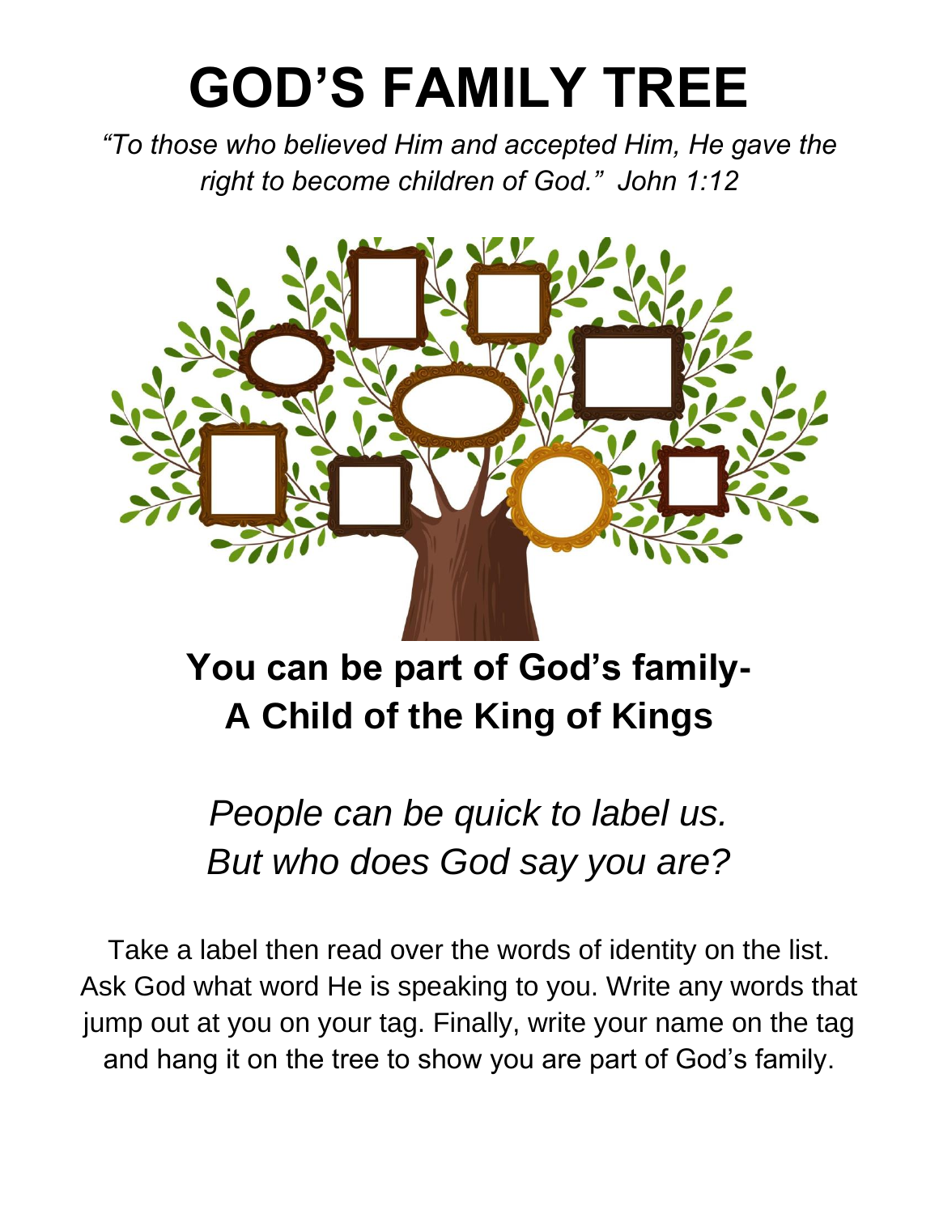# GOD'S FAMILY TREE

*"To those who believed Him and accepted Him, He gave the right to become children of God." John 1:12*

## You can be part of God's family-
## A Child of the King of Kings

*People can be quick to label us.*
*But who does God say you are?*

Take a label then read over the words of identity on the list. Ask God what word He is speaking to you. Write any words that jump out at you on your tag. Finally, write your name on the tag and hang it on the tree to show you are part of God's family.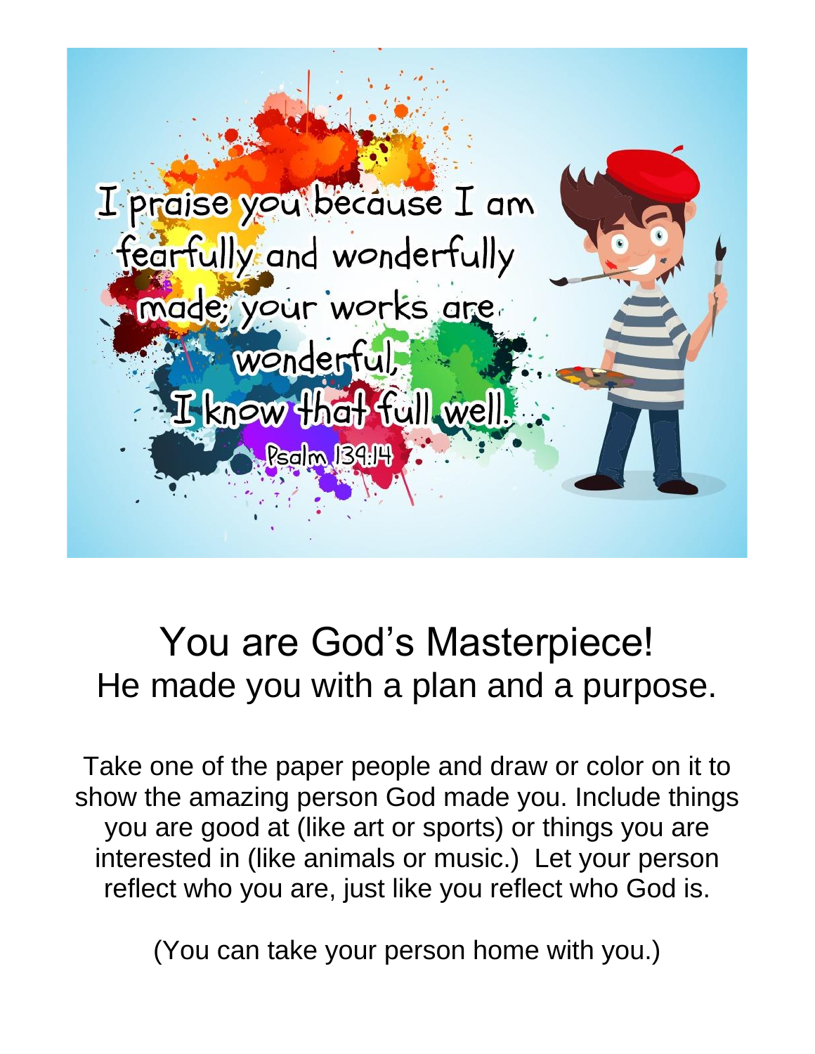I praise you because I am fearfully and wonderfully made; your works are wonderful, I know that full well.

Psalm 139:14

# You are God's Masterpiece!

## He made you with a plan and a purpose.

Take one of the paper people and draw or color on it to show the amazing person God made you. Include things you are good at (like art or sports) or things you are interested in (like animals or music.) Let your person reflect who you are, just like you reflect who God is.

(You can take your person home with you.)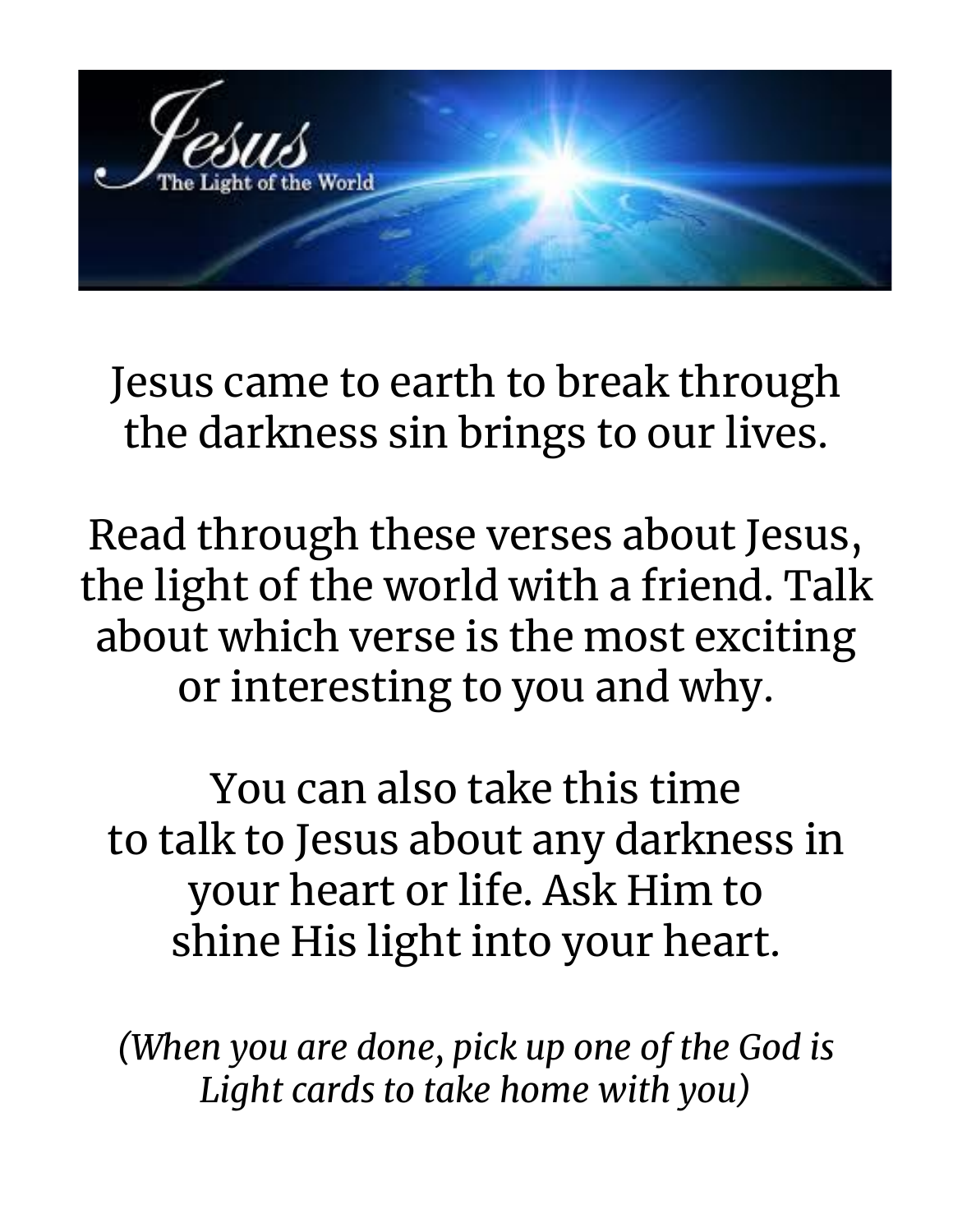Jesus came to earth to break through the darkness sin brings to our lives.

Read through these verses about Jesus, the light of the world with a friend. Talk about which verse is the most exciting or interesting to you and why.

You can also take this time to talk to Jesus about any darkness in your heart or life. Ask Him to shine His light into your heart.

*(When you are done, pick up one of the God is Light cards to take home with you)*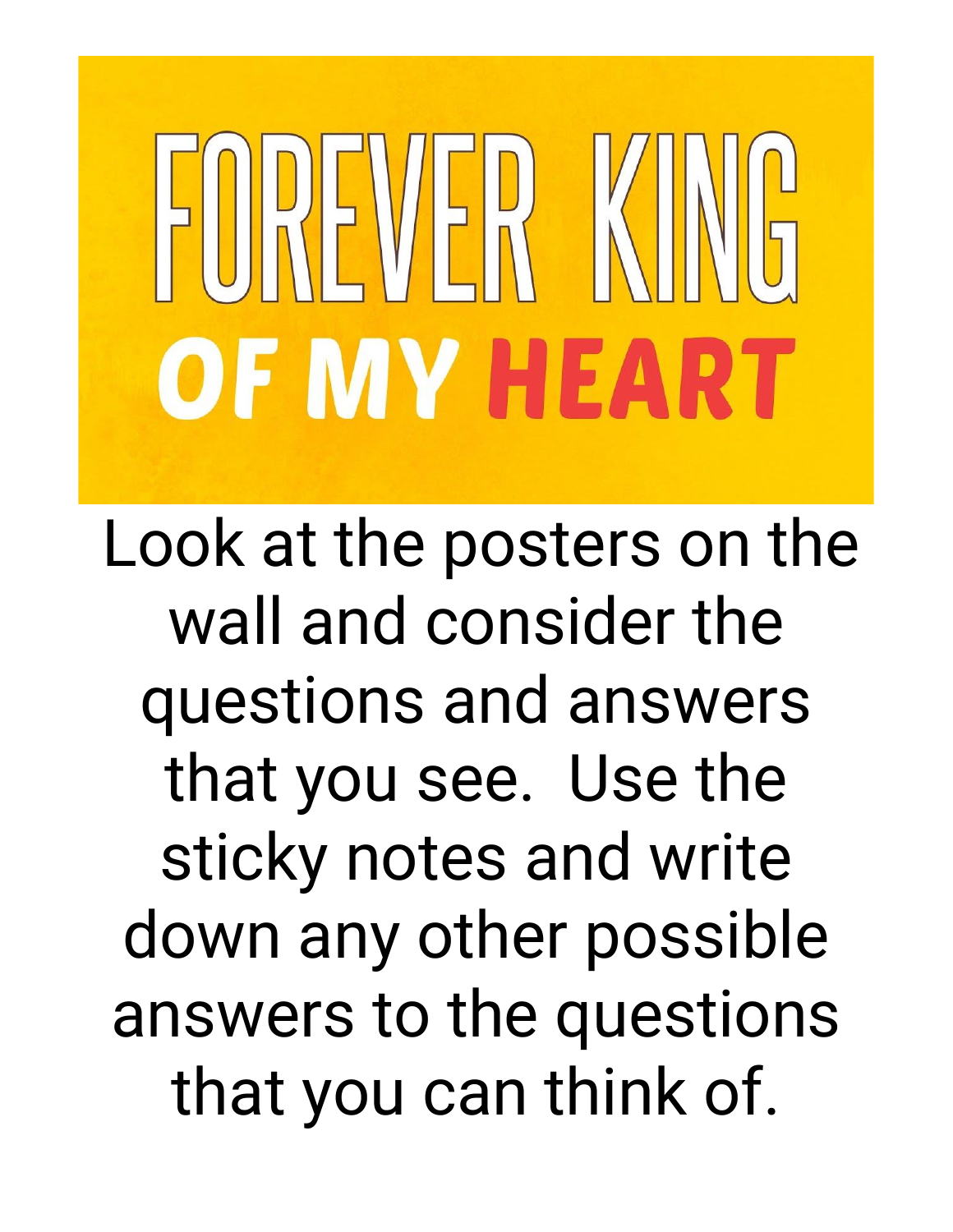# FOREVER KING OF MY HEART

Look at the posters on the wall and consider the questions and answers that you see. Use the sticky notes and write down any other possible answers to the questions that you can think of.